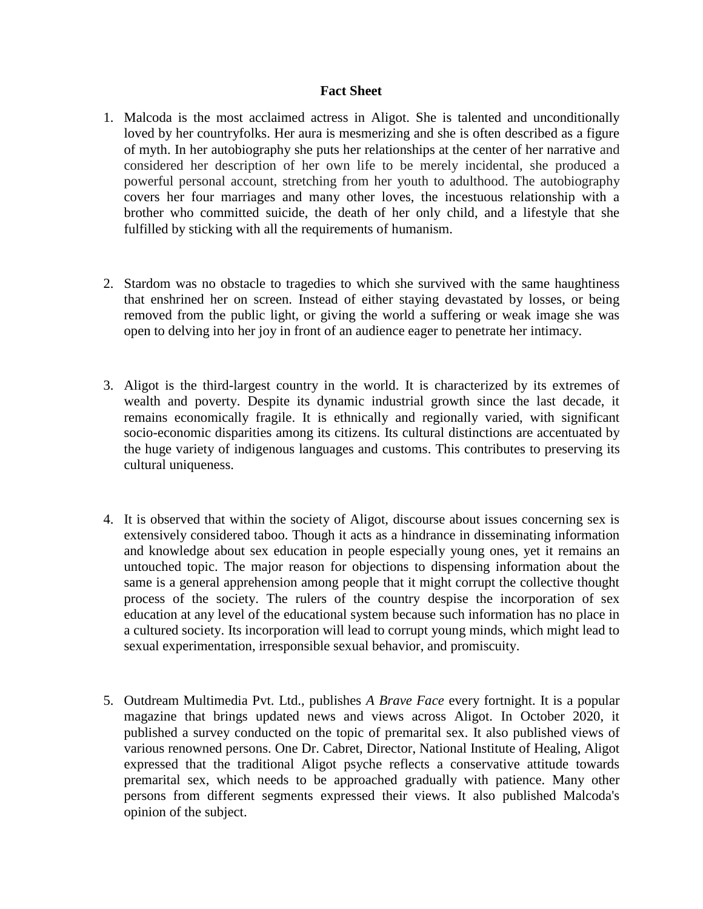**Fact Sheet**

1. Malcoda is the most acclaimed actress in Aligot. She is talented and unconditionally loved by her countryfolks. Her aura is mesmerizing and she is often described as a figure of myth. In her autobiography she puts her relationships at the center of her narrative and considered her description of her own life to be merely incidental, she produced a powerful personal account, stretching from her youth to adulthood. The autobiography covers her four marriages and many other loves, the incestuous relationship with a brother who committed suicide, the death of her only child, and a lifestyle that she fulfilled by sticking with all the requirements of humanism.

2. Stardom was no obstacle to tragedies to which she survived with the same haughtiness that enshrined her on screen. Instead of either staying devastated by losses, or being removed from the public light, or giving the world a suffering or weak image she was open to delving into her joy in front of an audience eager to penetrate her intimacy.

3. Aligot is the third-largest country in the world. It is characterized by its extremes of wealth and poverty. Despite its dynamic industrial growth since the last decade, it remains economically fragile. It is ethnically and regionally varied, with significant socio-economic disparities among its citizens. Its cultural distinctions are accentuated by the huge variety of indigenous languages and customs. This contributes to preserving its cultural uniqueness.

4. It is observed that within the society of Aligot, discourse about issues concerning sex is extensively considered taboo. Though it acts as a hindrance in disseminating information and knowledge about sex education in people especially young ones, yet it remains an untouched topic. The major reason for objections to dispensing information about the same is a general apprehension among people that it might corrupt the collective thought process of the society. The rulers of the country despise the incorporation of sex education at any level of the educational system because such information has no place in a cultured society. Its incorporation will lead to corrupt young minds, which might lead to sexual experimentation, irresponsible sexual behavior, and promiscuity.

5. Outdream Multimedia Pvt. Ltd., publishes *A Brave Face* every fortnight. It is a popular magazine that brings updated news and views across Aligot. In October 2020, it published a survey conducted on the topic of premarital sex. It also published views of various renowned persons. One Dr. Cabret, Director, National Institute of Healing, Aligot expressed that the traditional Aligot psyche reflects a conservative attitude towards premarital sex, which needs to be approached gradually with patience. Many other persons from different segments expressed their views. It also published Malcoda's opinion of the subject.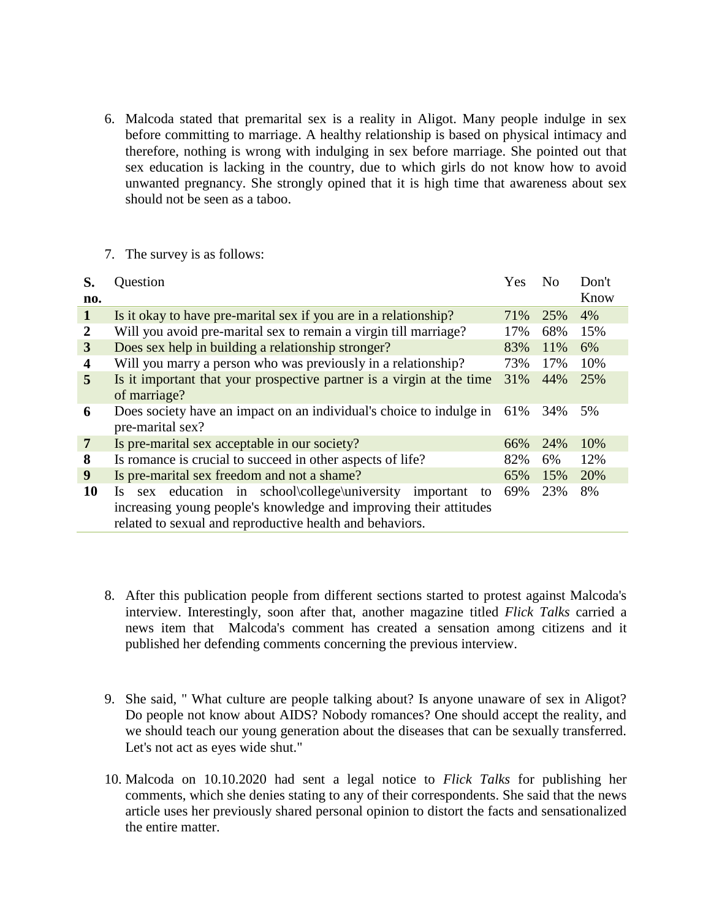6. Malcoda stated that premarital sex is a reality in Aligot. Many people indulge in sex before committing to marriage. A healthy relationship is based on physical intimacy and therefore, nothing is wrong with indulging in sex before marriage. She pointed out that sex education is lacking in the country, due to which girls do not know how to avoid unwanted pregnancy. She strongly opined that it is high time that awareness about sex should not be seen as a taboo.

7. The survey is as follows:

| S. no. | Question | Yes | No | Don't Know |
|---|---|---|---|---|
| **1** | Is it okay to have pre-marital sex if you are in a relationship? | 71% | 25% | 4% |
| **2** | Will you avoid pre-marital sex to remain a virgin till marriage? | 17% | 68% | 15% |
| **3** | Does sex help in building a relationship stronger? | 83% | 11% | 6% |
| **4** | Will you marry a person who was previously in a relationship? | 73% | 17% | 10% |
| **5** | Is it important that your prospective partner is a virgin at the time of marriage? | 31% | 44% | 25% |
| **6** | Does society have an impact on an individual's choice to indulge in pre-marital sex? | 61% | 34% | 5% |
| **7** | Is pre-marital sex acceptable in our society? | 66% | 24% | 10% |
| **8** | Is romance is crucial to succeed in other aspects of life? | 82% | 6% | 12% |
| **9** | Is pre-marital sex freedom and not a shame? | 65% | 15% | 20% |
| **10** | Is sex education in school\college\university important to increasing young people's knowledge and improving their attitudes related to sexual and reproductive health and behaviors. | 69% | 23% | 8% |

8. After this publication people from different sections started to protest against Malcoda's interview. Interestingly, soon after that, another magazine titled *Flick Talks* carried a news item that Malcoda's comment has created a sensation among citizens and it published her defending comments concerning the previous interview.

9. She said, " What culture are people talking about? Is anyone unaware of sex in Aligot? Do people not know about AIDS? Nobody romances? One should accept the reality, and we should teach our young generation about the diseases that can be sexually transferred. Let's not act as eyes wide shut."

10. Malcoda on 10.10.2020 had sent a legal notice to *Flick Talks* for publishing her comments, which she denies stating to any of their correspondents. She said that the news article uses her previously shared personal opinion to distort the facts and sensationalized the entire matter.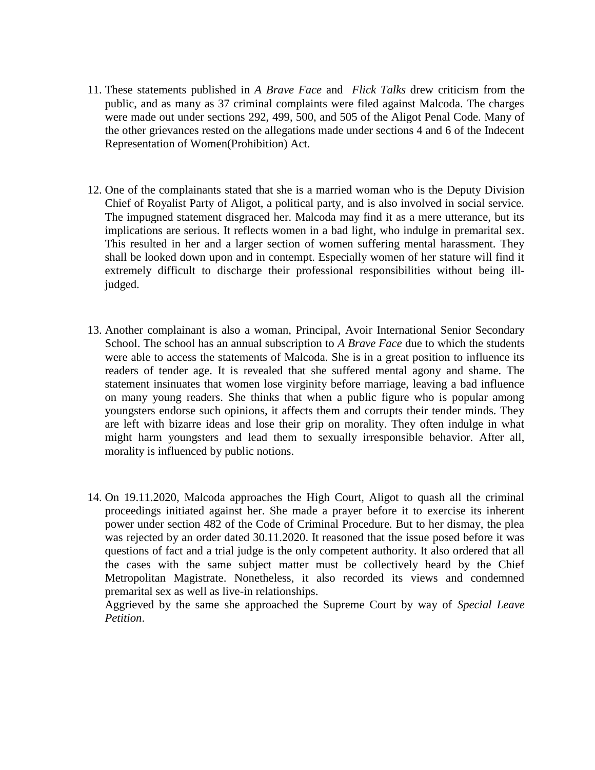11. These statements published in *A Brave Face* and *Flick Talks* drew criticism from the public, and as many as 37 criminal complaints were filed against Malcoda. The charges were made out under sections 292, 499, 500, and 505 of the Aligot Penal Code. Many of the other grievances rested on the allegations made under sections 4 and 6 of the Indecent Representation of Women(Prohibition) Act.

12. One of the complainants stated that she is a married woman who is the Deputy Division Chief of Royalist Party of Aligot, a political party, and is also involved in social service. The impugned statement disgraced her. Malcoda may find it as a mere utterance, but its implications are serious. It reflects women in a bad light, who indulge in premarital sex. This resulted in her and a larger section of women suffering mental harassment. They shall be looked down upon and in contempt. Especially women of her stature will find it extremely difficult to discharge their professional responsibilities without being ill-judged.

13. Another complainant is also a woman, Principal, Avoir International Senior Secondary School. The school has an annual subscription to *A Brave Face* due to which the students were able to access the statements of Malcoda. She is in a great position to influence its readers of tender age. It is revealed that she suffered mental agony and shame. The statement insinuates that women lose virginity before marriage, leaving a bad influence on many young readers. She thinks that when a public figure who is popular among youngsters endorse such opinions, it affects them and corrupts their tender minds. They are left with bizarre ideas and lose their grip on morality. They often indulge in what might harm youngsters and lead them to sexually irresponsible behavior. After all, morality is influenced by public notions.

14. On 19.11.2020, Malcoda approaches the High Court, Aligot to quash all the criminal proceedings initiated against her. She made a prayer before it to exercise its inherent power under section 482 of the Code of Criminal Procedure. But to her dismay, the plea was rejected by an order dated 30.11.2020. It reasoned that the issue posed before it was questions of fact and a trial judge is the only competent authority. It also ordered that all the cases with the same subject matter must be collectively heard by the Chief Metropolitan Magistrate. Nonetheless, it also recorded its views and condemned premarital sex as well as live-in relationships.

    Aggrieved by the same she approached the Supreme Court by way of *Special Leave Petition*.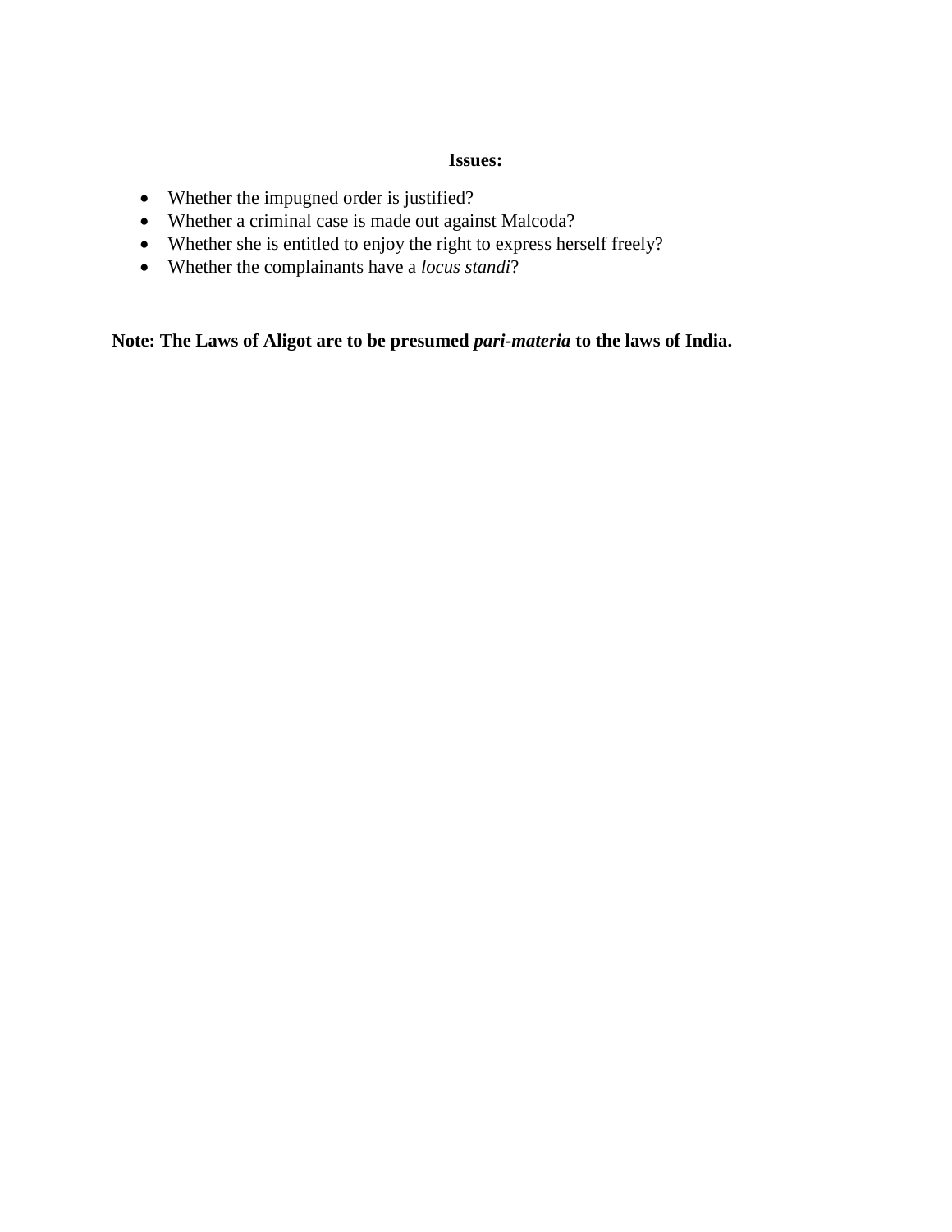**Issues:**

- Whether the impugned order is justified?
- Whether a criminal case is made out against Malcoda?
- Whether she is entitled to enjoy the right to express herself freely?
- Whether the complainants have a *locus standi*?

**Note: The Laws of Aligot are to be presumed *pari-materia* to the laws of India.**